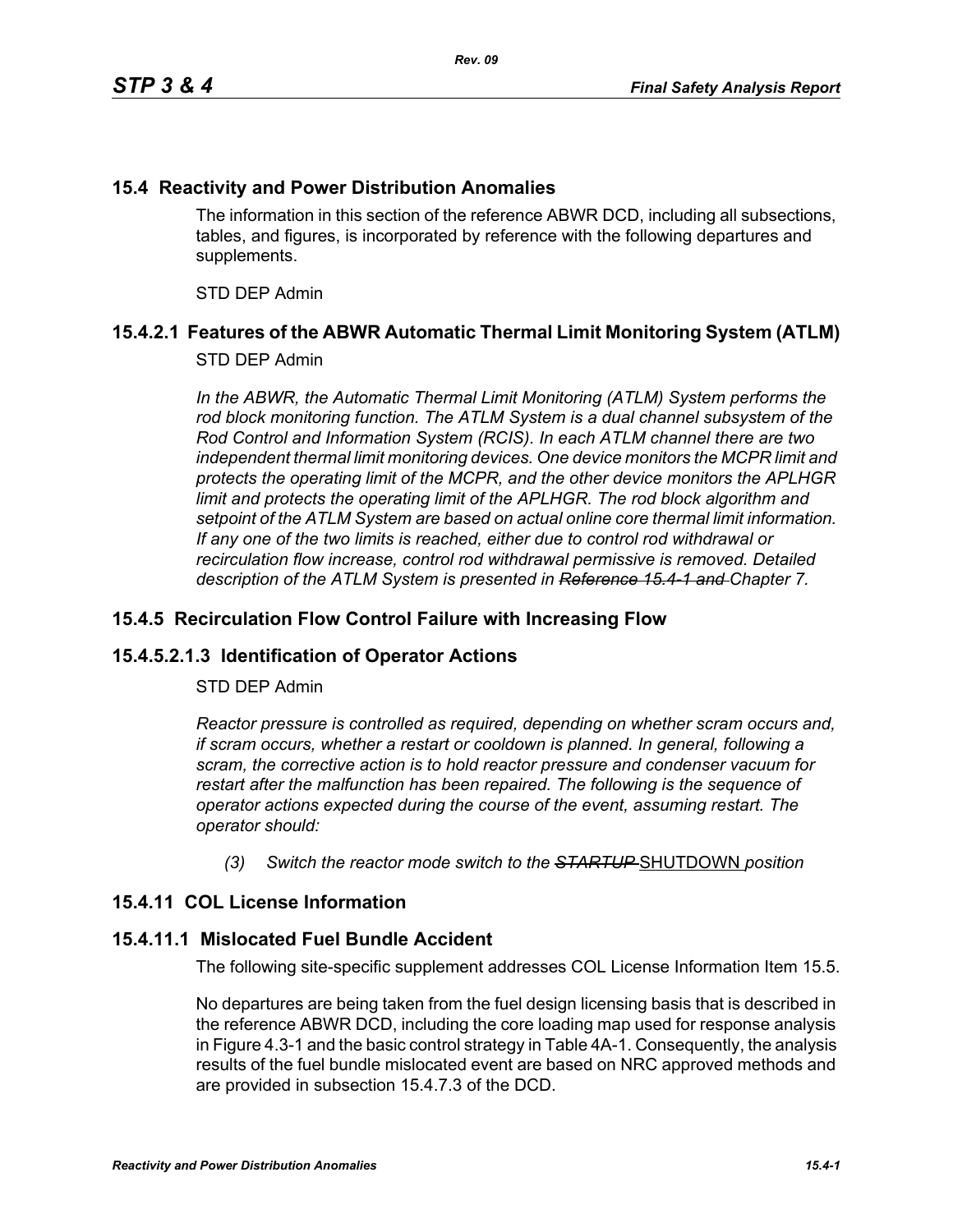## 15.4 Reactivity and Power Distribution Anomalies

The information in this section of the reference ABWR DCD, including all subsections, tables, and figures, is incorporated by reference with the following departures and supplements.

STD DEP Admin

## 15.4.2.1 Features of the ABWR Automatic Thermal Limit Monitoring System (ATLM)

STD DEP Admin

*In the ABWR, the Automatic Thermal Limit Monitoring (ATLM) System performs the rod block monitoring function. The ATLM System is a dual channel subsystem of the Rod Control and Information System (RCIS). In each ATLM channel there are two independent thermal limit monitoring devices. One device monitors the MCPR limit and protects the operating limit of the MCPR, and the other device monitors the APLHGR limit and protects the operating limit of the APLHGR. The rod block algorithm and setpoint of the ATLM System are based on actual online core thermal limit information. If any one of the two limits is reached, either due to control rod withdrawal or recirculation flow increase, control rod withdrawal permissive is removed. Detailed description of the ATLM System is presented in ~~Reference 15.4-1 and~~ Chapter 7.*

## 15.4.5 Recirculation Flow Control Failure with Increasing Flow

## 15.4.5.2.1.3 Identification of Operator Actions

STD DEP Admin

*Reactor pressure is controlled as required, depending on whether scram occurs and, if scram occurs, whether a restart or cooldown is planned. In general, following a scram, the corrective action is to hold reactor pressure and condenser vacuum for restart after the malfunction has been repaired. The following is the sequence of operator actions expected during the course of the event, assuming restart. The operator should:*

*(3) Switch the reactor mode switch to the ~~STARTUP~~* <u>SHUTDOWN</u> *position*

## 15.4.11 COL License Information

## 15.4.11.1 Mislocated Fuel Bundle Accident

The following site-specific supplement addresses COL License Information Item 15.5.

No departures are being taken from the fuel design licensing basis that is described in the reference ABWR DCD, including the core loading map used for response analysis in Figure 4.3-1 and the basic control strategy in Table 4A-1. Consequently, the analysis results of the fuel bundle mislocated event are based on NRC approved methods and are provided in subsection 15.4.7.3 of the DCD.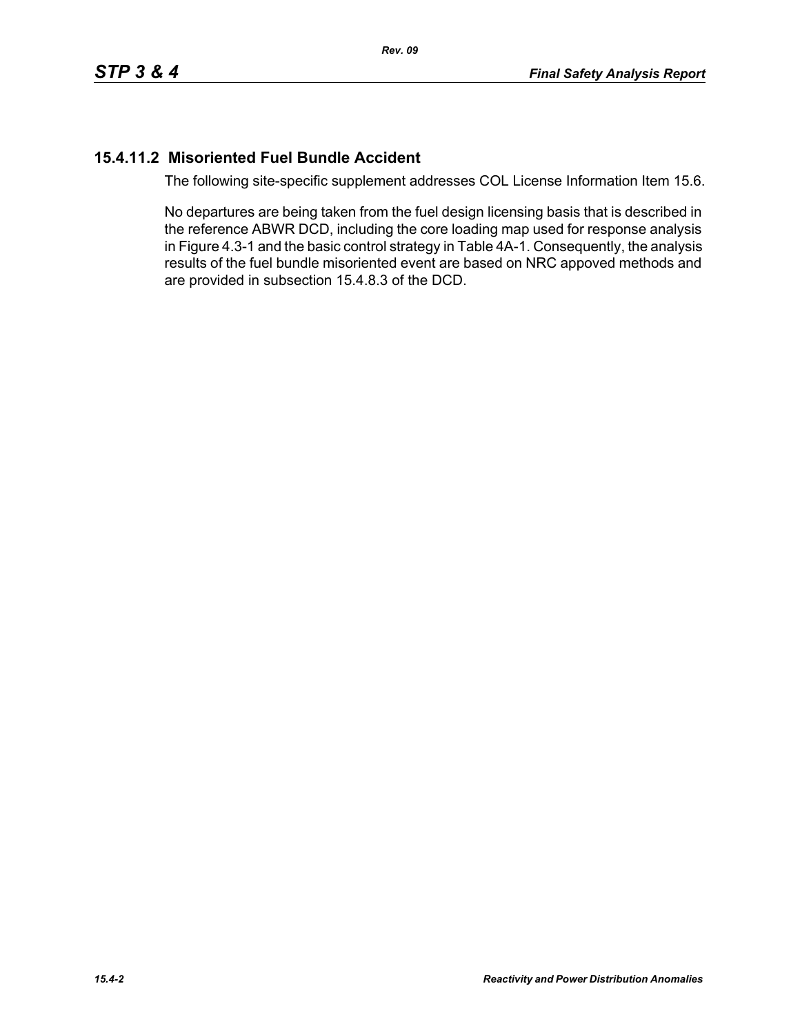## 15.4.11.2 Misoriented Fuel Bundle Accident

The following site-specific supplement addresses COL License Information Item 15.6.

No departures are being taken from the fuel design licensing basis that is described in the reference ABWR DCD, including the core loading map used for response analysis in Figure 4.3-1 and the basic control strategy in Table 4A-1. Consequently, the analysis results of the fuel bundle misoriented event are based on NRC appoved methods and are provided in subsection 15.4.8.3 of the DCD.